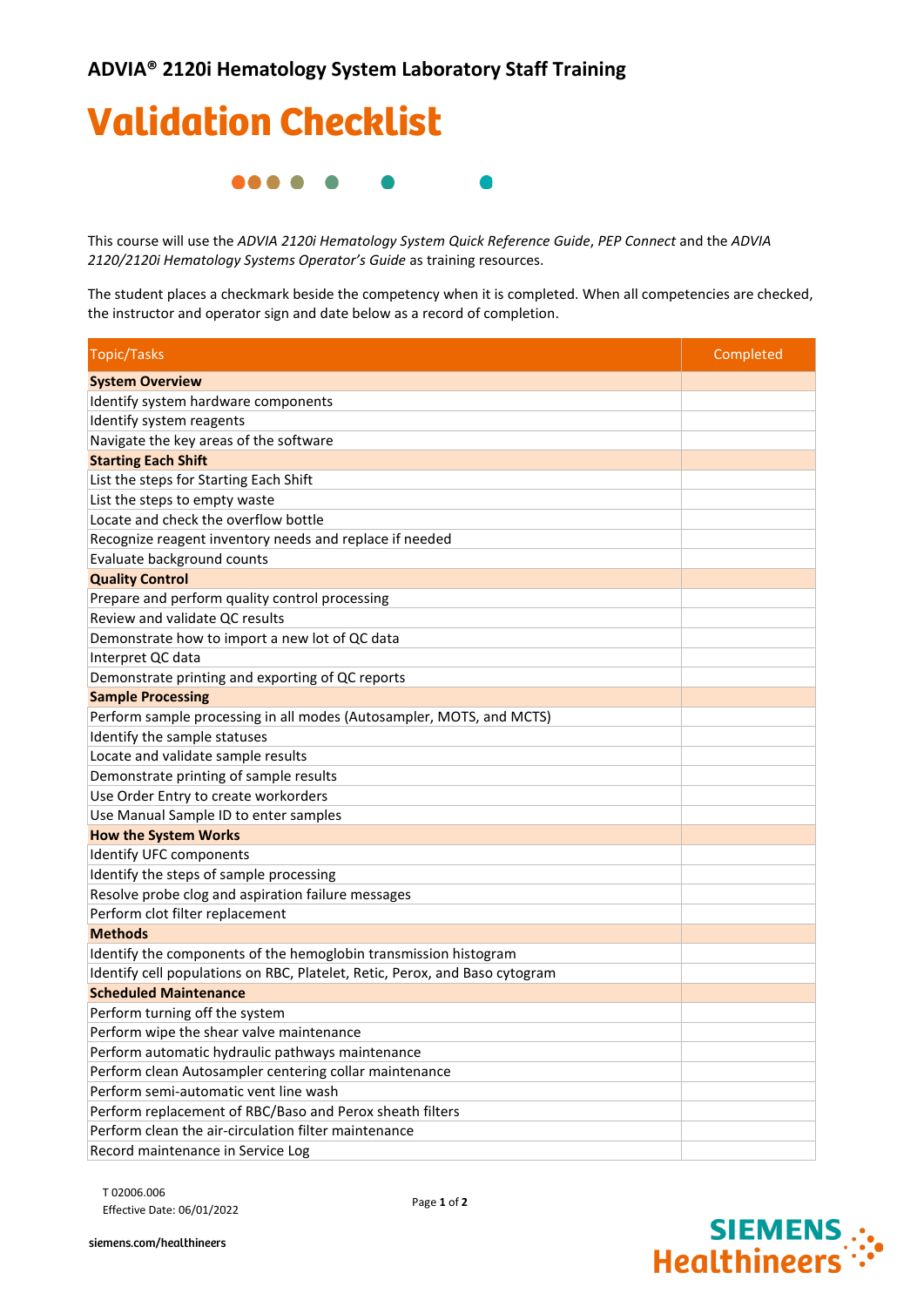## ADVIA® 2120i Hematology System Laboratory Staff Training

# Validation Checklist

This course will use the *ADVIA 2120i Hematology System Quick Reference Guide*, *PEP Connect* and the *ADVIA 2120/2120i Hematology Systems Operator's Guide* as training resources.

The student places a checkmark beside the competency when it is completed. When all competencies are checked, the instructor and operator sign and date below as a record of completion.

| Topic/Tasks | Completed |
|---|---|
| **System Overview** | |
| Identify system hardware components | |
| Identify system reagents | |
| Navigate the key areas of the software | |
| **Starting Each Shift** | |
| List the steps for Starting Each Shift | |
| List the steps to empty waste | |
| Locate and check the overflow bottle | |
| Recognize reagent inventory needs and replace if needed | |
| Evaluate background counts | |
| **Quality Control** | |
| Prepare and perform quality control processing | |
| Review and validate QC results | |
| Demonstrate how to import a new lot of QC data | |
| Interpret QC data | |
| Demonstrate printing and exporting of QC reports | |
| **Sample Processing** | |
| Perform sample processing in all modes (Autosampler, MOTS, and MCTS) | |
| Identify the sample statuses | |
| Locate and validate sample results | |
| Demonstrate printing of sample results | |
| Use Order Entry to create workorders | |
| Use Manual Sample ID to enter samples | |
| **How the System Works** | |
| Identify UFC components | |
| Identify the steps of sample processing | |
| Resolve probe clog and aspiration failure messages | |
| Perform clot filter replacement | |
| **Methods** | |
| Identify the components of the hemoglobin transmission histogram | |
| Identify cell populations on RBC, Platelet, Retic, Perox, and Baso cytogram | |
| **Scheduled Maintenance** | |
| Perform turning off the system | |
| Perform wipe the shear valve maintenance | |
| Perform automatic hydraulic pathways maintenance | |
| Perform clean Autosampler centering collar maintenance | |
| Perform semi-automatic vent line wash | |
| Perform replacement of RBC/Baso and Perox sheath filters | |
| Perform clean the air-circulation filter maintenance | |
| Record maintenance in Service Log | |

T 02006.006
Effective Date: 06/01/2022

siemens.com/healthineers

SIEMENS Healthineers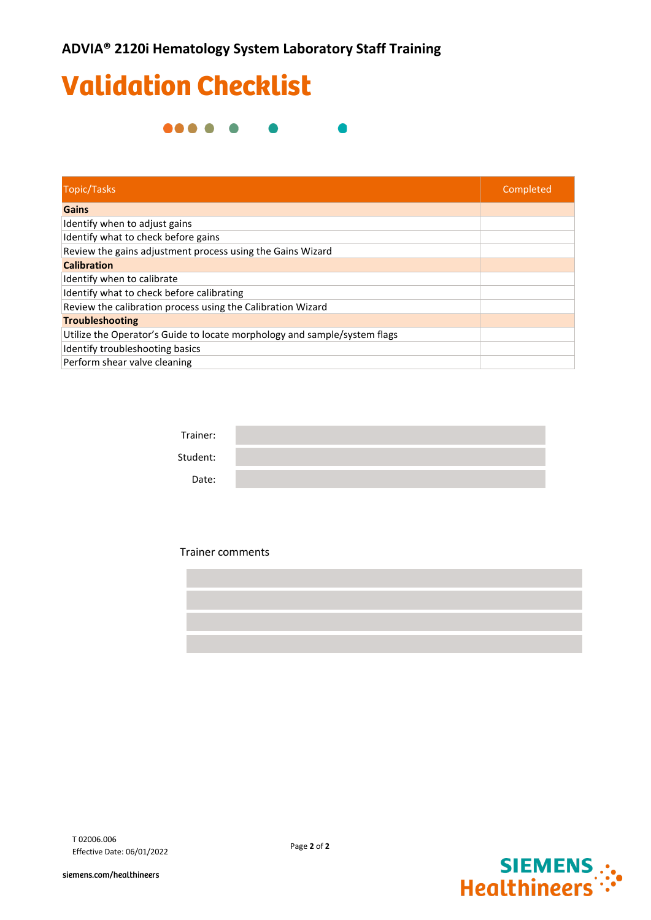**ADVIA® 2120i Hematology System Laboratory Staff Training**

# Validation Checklist

| Topic/Tasks | Completed |
|---|---|
| **Gains** | |
| Identify when to adjust gains | |
| Identify what to check before gains | |
| Review the gains adjustment process using the Gains Wizard | |
| **Calibration** | |
| Identify when to calibrate | |
| Identify what to check before calibrating | |
| Review the calibration process using the Calibration Wizard | |
| **Troubleshooting** | |
| Utilize the Operator’s Guide to locate morphology and sample/system flags | |
| Identify troubleshooting basics | |
| Perform shear valve cleaning | |

Trainer:

Student:

Date:

Trainer comments

T 02006.006
Effective Date: 06/01/2022

siemens.com/healthineers

SIEMENS Healthineers